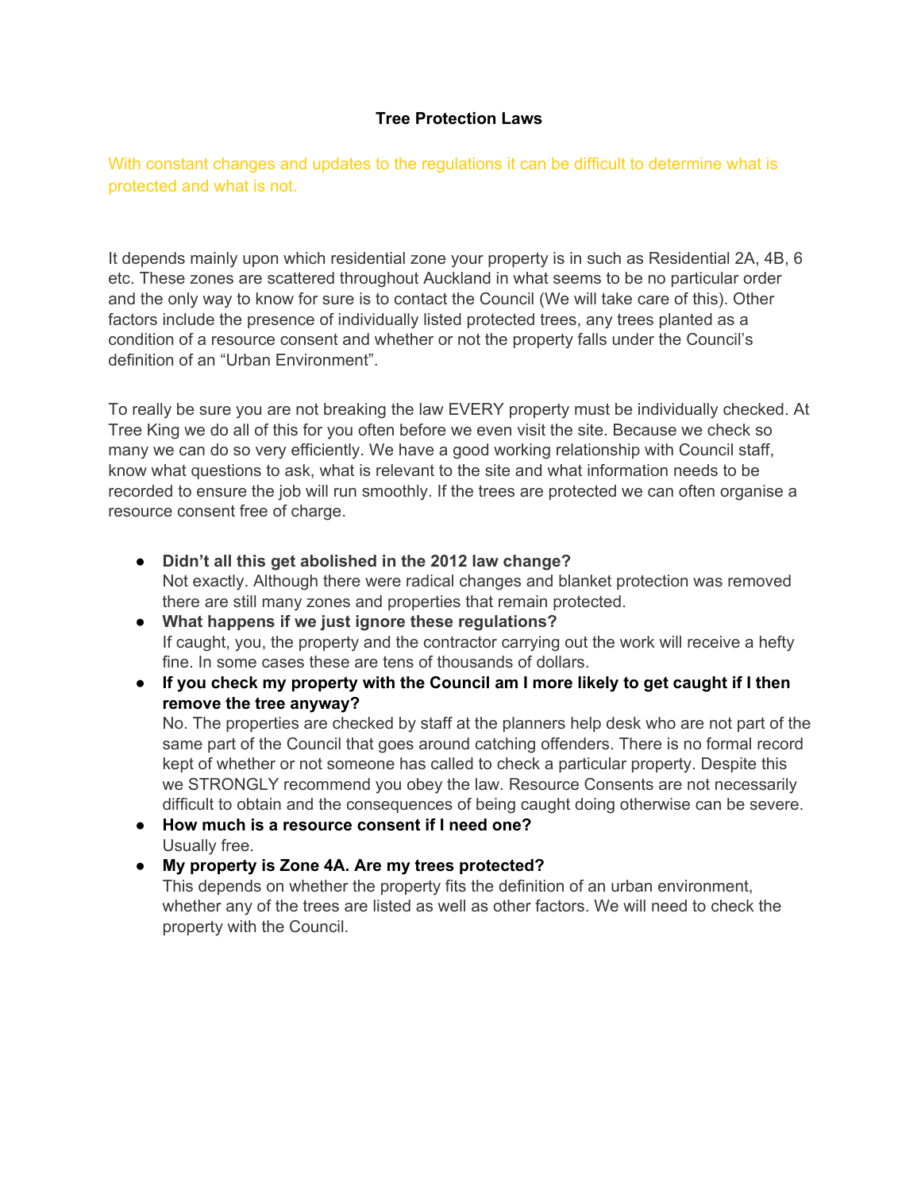# Tree Protection Laws

With constant changes and updates to the regulations it can be difficult to determine what is protected and what is not.

It depends mainly upon which residential zone your property is in such as Residential 2A, 4B, 6 etc. These zones are scattered throughout Auckland in what seems to be no particular order and the only way to know for sure is to contact the Council (We will take care of this). Other factors include the presence of individually listed protected trees, any trees planted as a condition of a resource consent and whether or not the property falls under the Council's definition of an "Urban Environment".

To really be sure you are not breaking the law EVERY property must be individually checked. At Tree King we do all of this for you often before we even visit the site. Because we check so many we can do so very efficiently. We have a good working relationship with Council staff, know what questions to ask, what is relevant to the site and what information needs to be recorded to ensure the job will run smoothly. If the trees are protected we can often organise a resource consent free of charge.

- **Didn't all this get abolished in the 2012 law change?**
  Not exactly. Although there were radical changes and blanket protection was removed there are still many zones and properties that remain protected.
- **What happens if we just ignore these regulations?**
  If caught, you, the property and the contractor carrying out the work will receive a hefty fine. In some cases these are tens of thousands of dollars.
- **If you check my property with the Council am I more likely to get caught if I then remove the tree anyway?**
  No. The properties are checked by staff at the planners help desk who are not part of the same part of the Council that goes around catching offenders. There is no formal record kept of whether or not someone has called to check a particular property. Despite this we STRONGLY recommend you obey the law. Resource Consents are not necessarily difficult to obtain and the consequences of being caught doing otherwise can be severe.
- **How much is a resource consent if I need one?**
  Usually free.
- **My property is Zone 4A. Are my trees protected?**
  This depends on whether the property fits the definition of an urban environment, whether any of the trees are listed as well as other factors. We will need to check the property with the Council.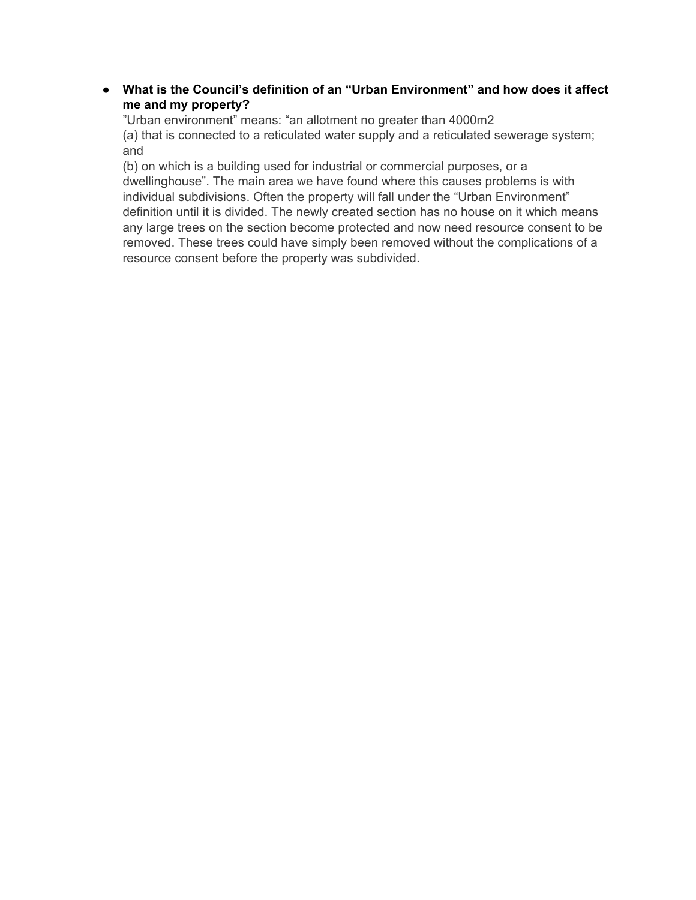- **What is the Council's definition of an "Urban Environment" and how does it affect me and my property?**
  "Urban environment" means: "an allotment no greater than 4000m2
  (a) that is connected to a reticulated water supply and a reticulated sewerage system; and
  (b) on which is a building used for industrial or commercial purposes, or a dwellinghouse". The main area we have found where this causes problems is with individual subdivisions. Often the property will fall under the "Urban Environment" definition until it is divided. The newly created section has no house on it which means any large trees on the section become protected and now need resource consent to be removed. These trees could have simply been removed without the complications of a resource consent before the property was subdivided.